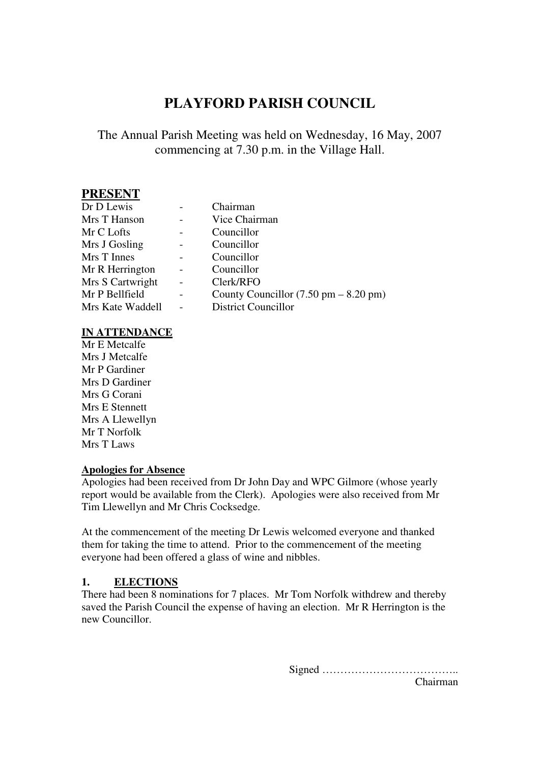# PLAYFORD PARISH COUNCIL

The Annual Parish Meeting was held on Wednesday, 16 May, 2007 commencing at 7.30 p.m. in the Village Hall.

## PRESENT

| | | |
|---|---|---|
| Dr D Lewis | - | Chairman |
| Mrs T Hanson | - | Vice Chairman |
| Mr C Lofts | - | Councillor |
| Mrs J Gosling | - | Councillor |
| Mrs T Innes | - | Councillor |
| Mr R Herrington | - | Councillor |
| Mrs S Cartwright | - | Clerk/RFO |
| Mr P Bellfield | - | County Councillor (7.50 pm – 8.20 pm) |
| Mrs Kate Waddell | - | District Councillor |

**IN ATTENDANCE**

Mr E Metcalfe
Mrs J Metcalfe
Mr P Gardiner
Mrs D Gardiner
Mrs G Corani
Mrs E Stennett
Mrs A Llewellyn
Mr T Norfolk
Mrs T Laws

**Apologies for Absence**

Apologies had been received from Dr John Day and WPC Gilmore (whose yearly report would be available from the Clerk). Apologies were also received from Mr Tim Llewellyn and Mr Chris Cocksedge.

At the commencement of the meeting Dr Lewis welcomed everyone and thanked them for taking the time to attend. Prior to the commencement of the meeting everyone had been offered a glass of wine and nibbles.

**1. ELECTIONS**

There had been 8 nominations for 7 places. Mr Tom Norfolk withdrew and thereby saved the Parish Council the expense of having an election. Mr R Herrington is the new Councillor.

Signed ………………………………..
Chairman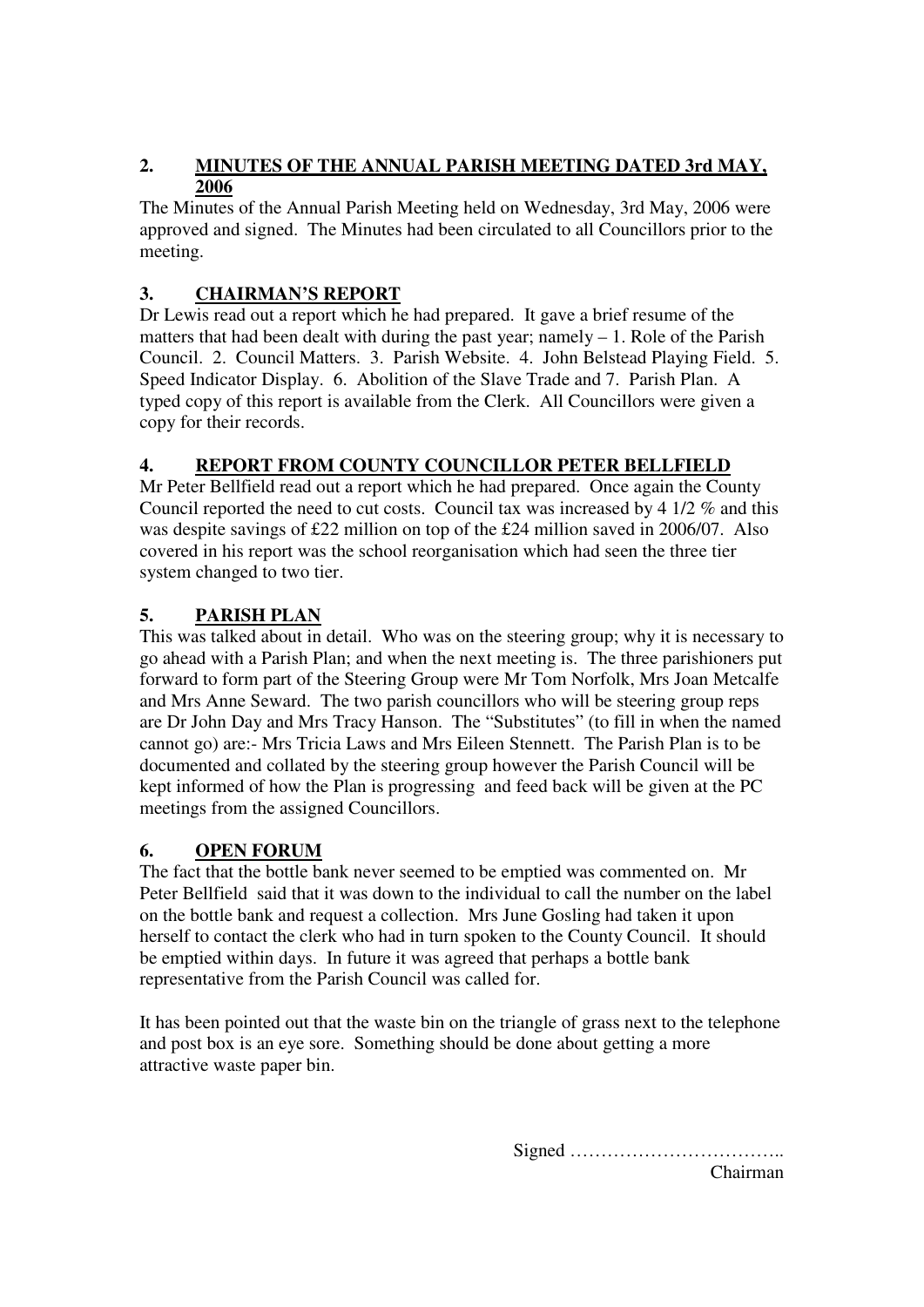## 2. MINUTES OF THE ANNUAL PARISH MEETING DATED 3rd MAY, 2006

The Minutes of the Annual Parish Meeting held on Wednesday, 3rd May, 2006 were approved and signed. The Minutes had been circulated to all Councillors prior to the meeting.

## 3. CHAIRMAN'S REPORT

Dr Lewis read out a report which he had prepared. It gave a brief resume of the matters that had been dealt with during the past year; namely – 1. Role of the Parish Council. 2. Council Matters. 3. Parish Website. 4. John Belstead Playing Field. 5. Speed Indicator Display. 6. Abolition of the Slave Trade and 7. Parish Plan. A typed copy of this report is available from the Clerk. All Councillors were given a copy for their records.

## 4. REPORT FROM COUNTY COUNCILLOR PETER BELLFIELD

Mr Peter Bellfield read out a report which he had prepared. Once again the County Council reported the need to cut costs. Council tax was increased by 4 1/2 % and this was despite savings of £22 million on top of the £24 million saved in 2006/07. Also covered in his report was the school reorganisation which had seen the three tier system changed to two tier.

## 5. PARISH PLAN

This was talked about in detail. Who was on the steering group; why it is necessary to go ahead with a Parish Plan; and when the next meeting is. The three parishioners put forward to form part of the Steering Group were Mr Tom Norfolk, Mrs Joan Metcalfe and Mrs Anne Seward. The two parish councillors who will be steering group reps are Dr John Day and Mrs Tracy Hanson. The "Substitutes" (to fill in when the named cannot go) are:- Mrs Tricia Laws and Mrs Eileen Stennett. The Parish Plan is to be documented and collated by the steering group however the Parish Council will be kept informed of how the Plan is progressing and feed back will be given at the PC meetings from the assigned Councillors.

## 6. OPEN FORUM

The fact that the bottle bank never seemed to be emptied was commented on. Mr Peter Bellfield said that it was down to the individual to call the number on the label on the bottle bank and request a collection. Mrs June Gosling had taken it upon herself to contact the clerk who had in turn spoken to the County Council. It should be emptied within days. In future it was agreed that perhaps a bottle bank representative from the Parish Council was called for.

It has been pointed out that the waste bin on the triangle of grass next to the telephone and post box is an eye sore. Something should be done about getting a more attractive waste paper bin.

Signed ……………………………..
Chairman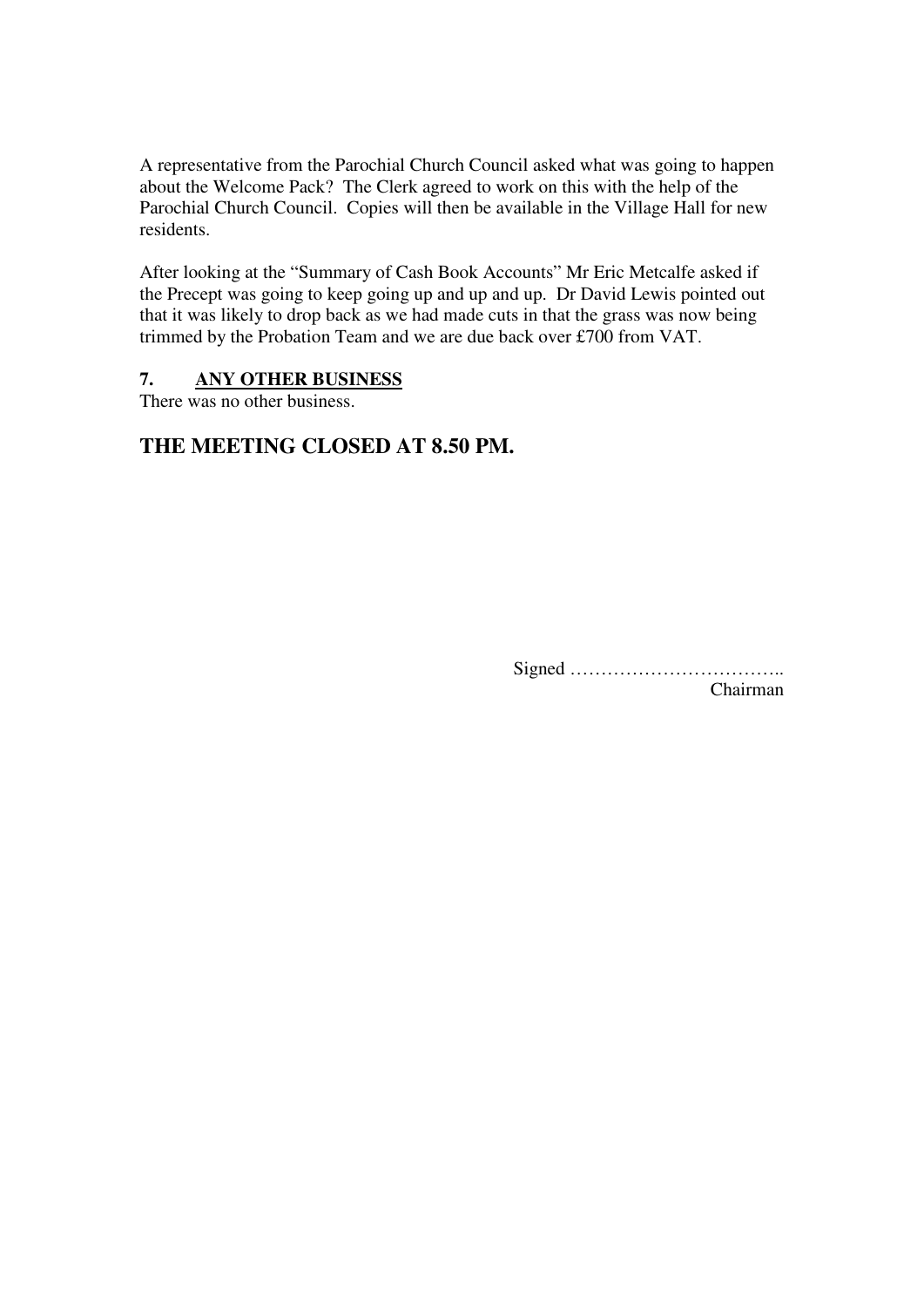A representative from the Parochial Church Council asked what was going to happen about the Welcome Pack? The Clerk agreed to work on this with the help of the Parochial Church Council. Copies will then be available in the Village Hall for new residents.

After looking at the "Summary of Cash Book Accounts" Mr Eric Metcalfe asked if the Precept was going to keep going up and up and up. Dr David Lewis pointed out that it was likely to drop back as we had made cuts in that the grass was now being trimmed by the Probation Team and we are due back over £700 from VAT.

## 7. <u>ANY OTHER BUSINESS</u>

There was no other business.

## THE MEETING CLOSED AT 8.50 PM.

Signed ……………………………..
Chairman